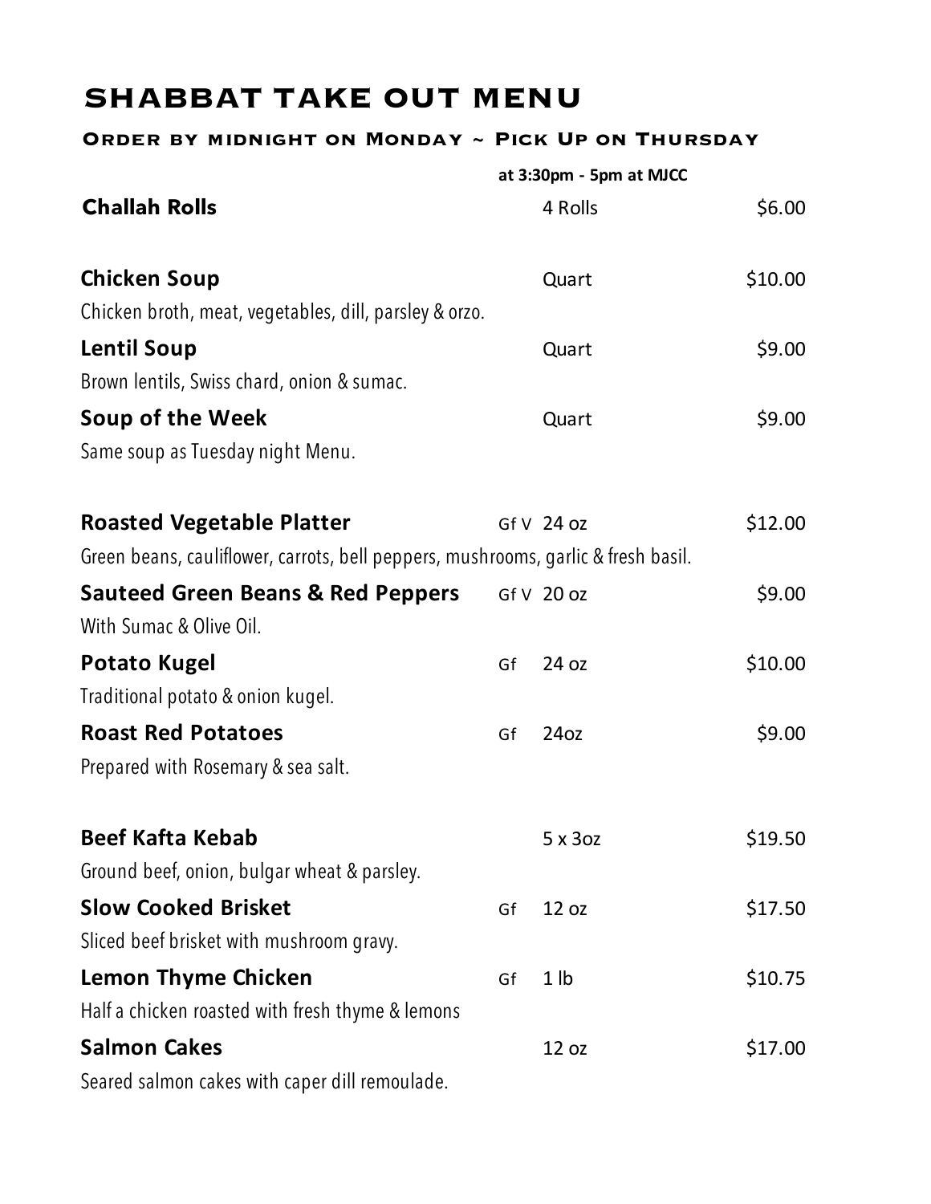# SHABBAT TAKE OUT MENU

### Order by midnight on Monday ~ Pick Up on Thursday

at 3:30pm - 5pm at MJCC

| Item | Dietary | Size | Price |
|---|---|---|---|
| **Challah Rolls** | | 4 Rolls | $6.00 |
| **Chicken Soup**<br>Chicken broth, meat, vegetables, dill, parsley & orzo. | | Quart | $10.00 |
| **Lentil Soup**<br>Brown lentils, Swiss chard, onion & sumac. | | Quart | $9.00 |
| **Soup of the Week**<br>Same soup as Tuesday night Menu. | | Quart | $9.00 |
| **Roasted Vegetable Platter**<br>Green beans, cauliflower, carrots, bell peppers, mushrooms, garlic & fresh basil. | Gf V | 24 oz | $12.00 |
| **Sauteed Green Beans & Red Peppers**<br>With Sumac & Olive Oil. | Gf V | 20 oz | $9.00 |
| **Potato Kugel**<br>Traditional potato & onion kugel. | Gf | 24 oz | $10.00 |
| **Roast Red Potatoes**<br>Prepared with Rosemary & sea salt. | Gf | 24oz | $9.00 |
| **Beef Kafta Kebab**<br>Ground beef, onion, bulgar wheat & parsley. | | 5 x 3oz | $19.50 |
| **Slow Cooked Brisket**<br>Sliced beef brisket with mushroom gravy. | Gf | 12 oz | $17.50 |
| **Lemon Thyme Chicken**<br>Half a chicken roasted with fresh thyme & lemons | Gf | 1 lb | $10.75 |
| **Salmon Cakes**<br>Seared salmon cakes with caper dill remoulade. | | 12 oz | $17.00 |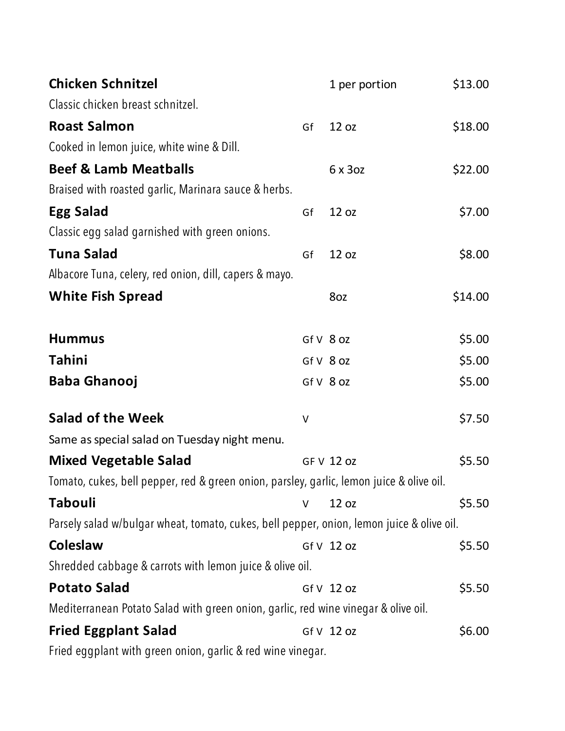**Chicken Schnitzel** 1 per portion $13.00

Classic chicken breast schnitzel.

**Roast Salmon** Gf 12 oz $18.00

Cooked in lemon juice, white wine & Dill.

**Beef & Lamb Meatballs** 6 x 3oz $22.00

Braised with roasted garlic, Marinara sauce & herbs.

**Egg Salad** Gf 12 oz $7.00

Classic egg salad garnished with green onions.

**Tuna Salad** Gf 12 oz $8.00

Albacore Tuna, celery, red onion, dill, capers & mayo.

**White Fish Spread** 8oz $14.00

**Hummus** Gf V 8 oz $5.00

**Tahini** Gf V 8 oz $5.00

**Baba Ghanooj** Gf V 8 oz $5.00

**Salad of the Week** V $7.50

Same as special salad on Tuesday night menu.

**Mixed Vegetable Salad** GF V 12 oz $5.50

Tomato, cukes, bell pepper, red & green onion, parsley, garlic, lemon juice & olive oil.

**Tabouli** V 12 oz $5.50

Parsely salad w/bulgar wheat, tomato, cukes, bell pepper, onion, lemon juice & olive oil.

**Coleslaw** Gf V 12 oz $5.50

Shredded cabbage & carrots with lemon juice & olive oil.

**Potato Salad** Gf V 12 oz $5.50

Mediterranean Potato Salad with green onion, garlic, red wine vinegar & olive oil.

**Fried Eggplant Salad** Gf V 12 oz $6.00

Fried eggplant with green onion, garlic & red wine vinegar.